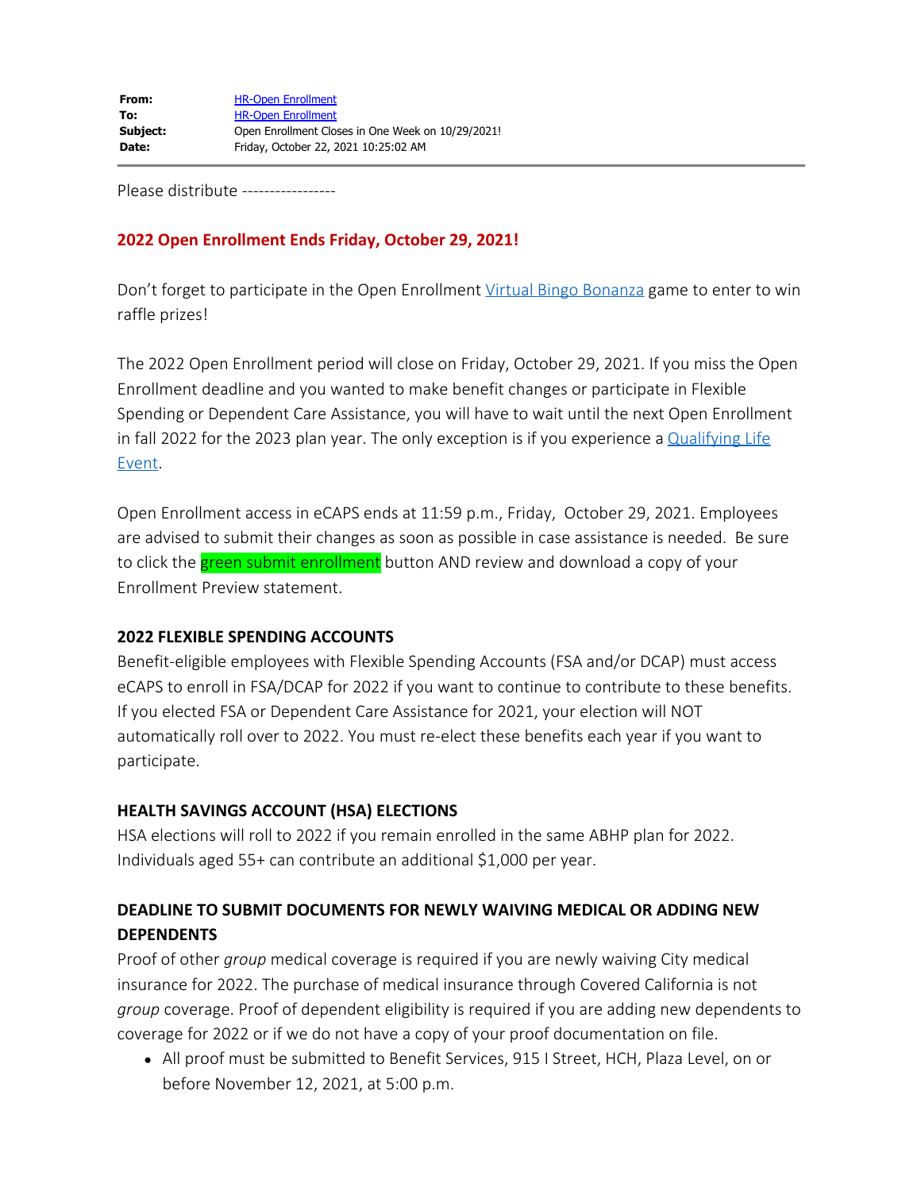|  |  |
| --- | --- |
| **From:** | HR-Open Enrollment |
| **To:** | HR-Open Enrollment |
| **Subject:** | Open Enrollment Closes in One Week on 10/29/2021! |
| **Date:** | Friday, October 22, 2021 10:25:02 AM |

Please distribute -----------------

**2022 Open Enrollment Ends Friday, October 29, 2021!**

Don't forget to participate in the Open Enrollment Virtual Bingo Bonanza game to enter to win raffle prizes!

The 2022 Open Enrollment period will close on Friday, October 29, 2021. If you miss the Open Enrollment deadline and you wanted to make benefit changes or participate in Flexible Spending or Dependent Care Assistance, you will have to wait until the next Open Enrollment in fall 2022 for the 2023 plan year. The only exception is if you experience a Qualifying Life Event.

Open Enrollment access in eCAPS ends at 11:59 p.m., Friday, October 29, 2021. Employees are advised to submit their changes as soon as possible in case assistance is needed. Be sure to click the green submit enrollment button AND review and download a copy of your Enrollment Preview statement.

**2022 FLEXIBLE SPENDING ACCOUNTS**

Benefit-eligible employees with Flexible Spending Accounts (FSA and/or DCAP) must access eCAPS to enroll in FSA/DCAP for 2022 if you want to continue to contribute to these benefits. If you elected FSA or Dependent Care Assistance for 2021, your election will NOT automatically roll over to 2022. You must re-elect these benefits each year if you want to participate.

**HEALTH SAVINGS ACCOUNT (HSA) ELECTIONS**

HSA elections will roll to 2022 if you remain enrolled in the same ABHP plan for 2022. Individuals aged 55+ can contribute an additional $1,000 per year.

**DEADLINE TO SUBMIT DOCUMENTS FOR NEWLY WAIVING MEDICAL OR ADDING NEW DEPENDENTS**

Proof of other *group* medical coverage is required if you are newly waiving City medical insurance for 2022. The purchase of medical insurance through Covered California is not *group* coverage. Proof of dependent eligibility is required if you are adding new dependents to coverage for 2022 or if we do not have a copy of your proof documentation on file.

- All proof must be submitted to Benefit Services, 915 I Street, HCH, Plaza Level, on or before November 12, 2021, at 5:00 p.m.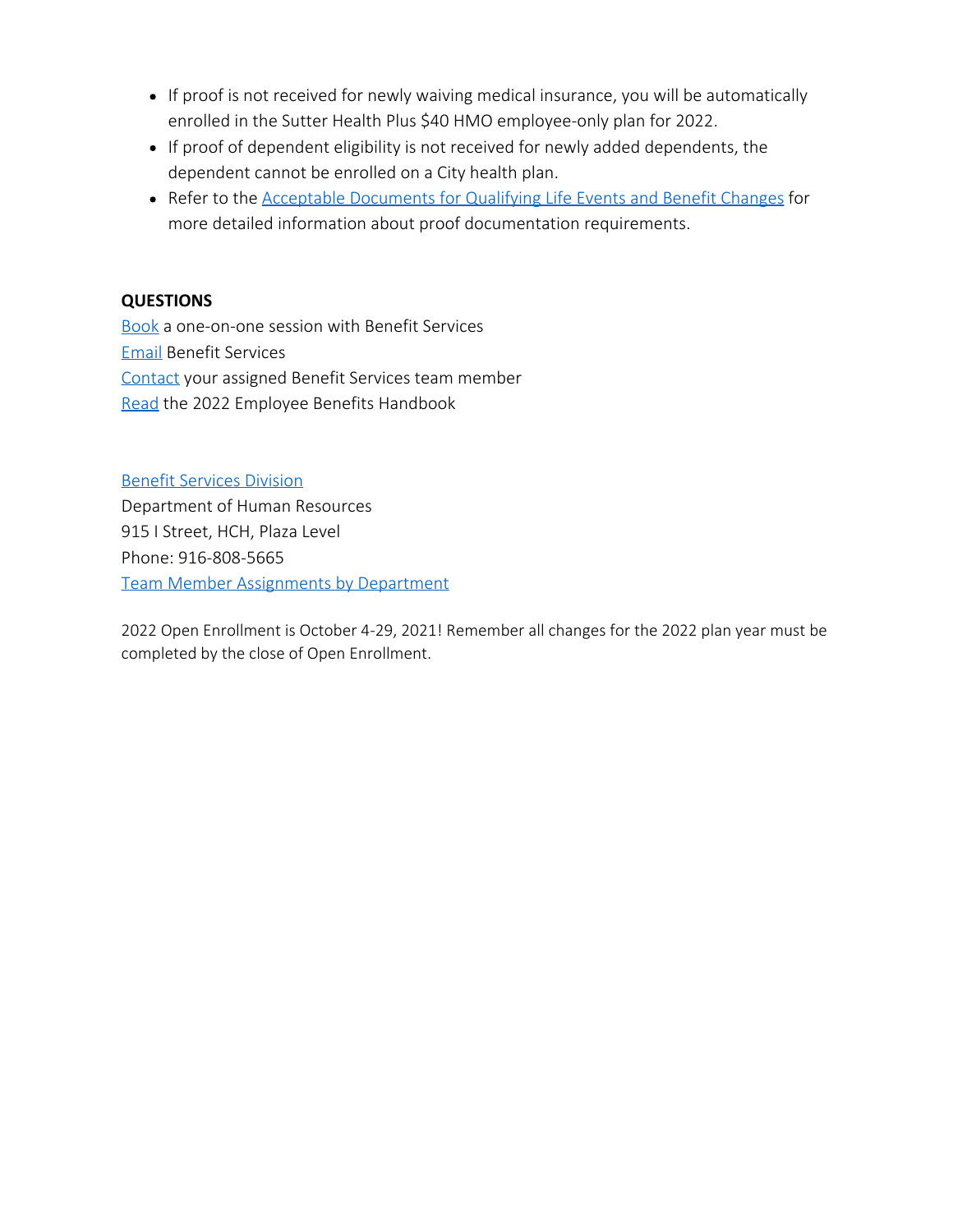- If proof is not received for newly waiving medical insurance, you will be automatically enrolled in the Sutter Health Plus $40 HMO employee-only plan for 2022.
- If proof of dependent eligibility is not received for newly added dependents, the dependent cannot be enrolled on a City health plan.
- Refer to the Acceptable Documents for Qualifying Life Events and Benefit Changes for more detailed information about proof documentation requirements.

**QUESTIONS**

Book a one-on-one session with Benefit Services
Email Benefit Services
Contact your assigned Benefit Services team member
Read the 2022 Employee Benefits Handbook

Benefit Services Division
Department of Human Resources
915 I Street, HCH, Plaza Level
Phone: 916-808-5665
Team Member Assignments by Department

2022 Open Enrollment is October 4-29, 2021! Remember all changes for the 2022 plan year must be completed by the close of Open Enrollment.